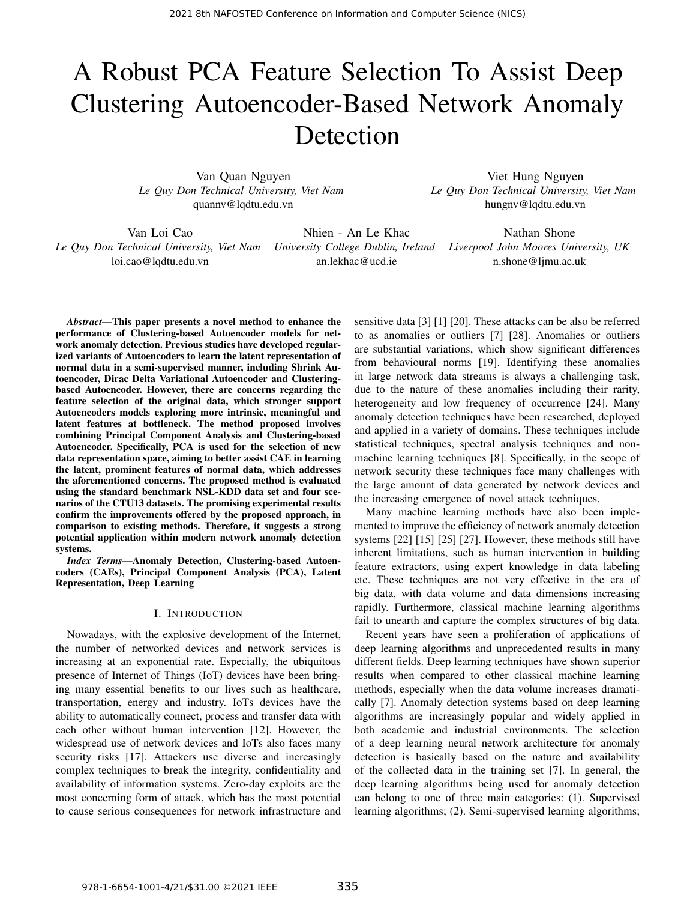# A Robust PCA Feature Selection To Assist Deep Clustering Autoencoder-Based Network Anomaly Detection

Van Quan Nguyen
*Le Quy Don Technical University, Viet Nam*
quannv@lqdtu.edu.vn

Viet Hung Nguyen
*Le Quy Don Technical University, Viet Nam*
hungnv@lqdtu.edu.vn

Van Loi Cao
*Le Quy Don Technical University, Viet Nam*
loi.cao@lqdtu.edu.vn

Nhien - An Le Khac
*University College Dublin, Ireland*
an.lekhac@ucd.ie

Nathan Shone
*Liverpool John Moores University, UK*
n.shone@ljmu.ac.uk

***Abstract*—This paper presents a novel method to enhance the performance of Clustering-based Autoencoder models for network anomaly detection. Previous studies have developed regularized variants of Autoencoders to learn the latent representation of normal data in a semi-supervised manner, including Shrink Autoencoder, Dirac Delta Variational Autoencoder and Clustering-based Autoencoder. However, there are concerns regarding the feature selection of the original data, which stronger support Autoencoders models exploring more intrinsic, meaningful and latent features at bottleneck. The method proposed involves combining Principal Component Analysis and Clustering-based Autoencoder. Specifically, PCA is used for the selection of new data representation space, aiming to better assist CAE in learning the latent, prominent features of normal data, which addresses the aforementioned concerns. The proposed method is evaluated using the standard benchmark NSL-KDD data set and four scenarios of the CTU13 datasets. The promising experimental results confirm the improvements offered by the proposed approach, in comparison to existing methods. Therefore, it suggests a strong potential application within modern network anomaly detection systems.**

***Index Terms*—Anomaly Detection, Clustering-based Autoencoders (CAEs), Principal Component Analysis (PCA), Latent Representation, Deep Learning**

## I. Introduction

Nowadays, with the explosive development of the Internet, the number of networked devices and network services is increasing at an exponential rate. Especially, the ubiquitous presence of Internet of Things (IoT) devices have been bringing many essential benefits to our lives such as healthcare, transportation, energy and industry. IoTs devices have the ability to automatically connect, process and transfer data with each other without human intervention [12]. However, the widespread use of network devices and IoTs also faces many security risks [17]. Attackers use diverse and increasingly complex techniques to break the integrity, confidentiality and availability of information systems. Zero-day exploits are the most concerning form of attack, which has the most potential to cause serious consequences for network infrastructure and sensitive data [3] [1] [20]. These attacks can be also be referred to as anomalies or outliers [7] [28]. Anomalies or outliers are substantial variations, which show significant differences from behavioural norms [19]. Identifying these anomalies in large network data streams is always a challenging task, due to the nature of these anomalies including their rarity, heterogeneity and low frequency of occurrence [24]. Many anomaly detection techniques have been researched, deployed and applied in a variety of domains. These techniques include statistical techniques, spectral analysis techniques and non-machine learning techniques [8]. Specifically, in the scope of network security these techniques face many challenges with the large amount of data generated by network devices and the increasing emergence of novel attack techniques.

Many machine learning methods have also been implemented to improve the efficiency of network anomaly detection systems [22] [15] [25] [27]. However, these methods still have inherent limitations, such as human intervention in building feature extractors, using expert knowledge in data labeling etc. These techniques are not very effective in the era of big data, with data volume and data dimensions increasing rapidly. Furthermore, classical machine learning algorithms fail to unearth and capture the complex structures of big data.

Recent years have seen a proliferation of applications of deep learning algorithms and unprecedented results in many different fields. Deep learning techniques have shown superior results when compared to other classical machine learning methods, especially when the data volume increases dramatically [7]. Anomaly detection systems based on deep learning algorithms are increasingly popular and widely applied in both academic and industrial environments. The selection of a deep learning neural network architecture for anomaly detection is basically based on the nature and availability of the collected data in the training set [7]. In general, the deep learning algorithms being used for anomaly detection can belong to one of three main categories: (1). Supervised learning algorithms; (2). Semi-supervised learning algorithms;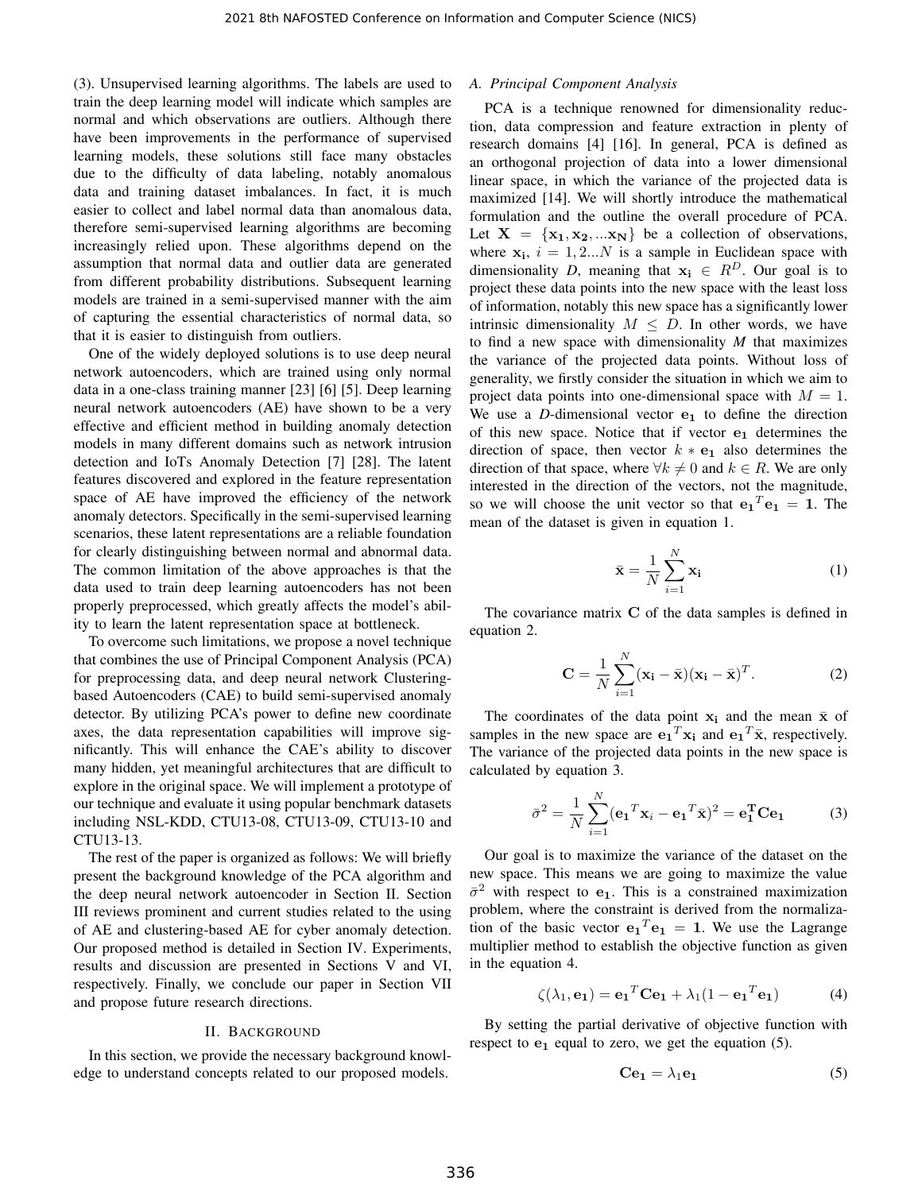(3). Unsupervised learning algorithms. The labels are used to train the deep learning model will indicate which samples are normal and which observations are outliers. Although there have been improvements in the performance of supervised learning models, these solutions still face many obstacles due to the difficulty of data labeling, notably anomalous data and training dataset imbalances. In fact, it is much easier to collect and label normal data than anomalous data, therefore semi-supervised learning algorithms are becoming increasingly relied upon. These algorithms depend on the assumption that normal data and outlier data are generated from different probability distributions. Subsequent learning models are trained in a semi-supervised manner with the aim of capturing the essential characteristics of normal data, so that it is easier to distinguish from outliers.

One of the widely deployed solutions is to use deep neural network autoencoders, which are trained using only normal data in a one-class training manner [23] [6] [5]. Deep learning neural network autoencoders (AE) have shown to be a very effective and efficient method in building anomaly detection models in many different domains such as network intrusion detection and IoTs Anomaly Detection [7] [28]. The latent features discovered and explored in the feature representation space of AE have improved the efficiency of the network anomaly detectors. Specifically in the semi-supervised learning scenarios, these latent representations are a reliable foundation for clearly distinguishing between normal and abnormal data. The common limitation of the above approaches is that the data used to train deep learning autoencoders has not been properly preprocessed, which greatly affects the model's ability to learn the latent representation space at bottleneck.

To overcome such limitations, we propose a novel technique that combines the use of Principal Component Analysis (PCA) for preprocessing data, and deep neural network Clustering-based Autoencoders (CAE) to build semi-supervised anomaly detector. By utilizing PCA's power to define new coordinate axes, the data representation capabilities will improve significantly. This will enhance the CAE's ability to discover many hidden, yet meaningful architectures that are difficult to explore in the original space. We will implement a prototype of our technique and evaluate it using popular benchmark datasets including NSL-KDD, CTU13-08, CTU13-09, CTU13-10 and CTU13-13.

The rest of the paper is organized as follows: We will briefly present the background knowledge of the PCA algorithm and the deep neural network autoencoder in Section II. Section III reviews prominent and current studies related to the using of AE and clustering-based AE for cyber anomaly detection. Our proposed method is detailed in Section IV. Experiments, results and discussion are presented in Sections V and VI, respectively. Finally, we conclude our paper in Section VII and propose future research directions.

## II. Background

In this section, we provide the necessary background knowledge to understand concepts related to our proposed models.

### A. Principal Component Analysis

PCA is a technique renowned for dimensionality reduction, data compression and feature extraction in plenty of research domains [4] [16]. In general, PCA is defined as an orthogonal projection of data into a lower dimensional linear space, in which the variance of the projected data is maximized [14]. We will shortly introduce the mathematical formulation and the outline the overall procedure of PCA. Let $\mathbf{X} = \{\mathbf{x_1}, \mathbf{x_2}, ...\mathbf{x_N}\}$ be a collection of observations, where $\mathbf{x_i}$, $i = 1, 2...N$ is a sample in Euclidean space with dimensionality *D*, meaning that $\mathbf{x_i} \in R^D$. Our goal is to project these data points into the new space with the least loss of information, notably this new space has a significantly lower intrinsic dimensionality $M \leq D$. In other words, we have to find a new space with dimensionality *M* that maximizes the variance of the projected data points. Without loss of generality, we firstly consider the situation in which we aim to project data points into one-dimensional space with $M = 1$. We use a *D*-dimensional vector $\mathbf{e_1}$ to define the direction of this new space. Notice that if vector $\mathbf{e_1}$ determines the direction of space, then vector $k * \mathbf{e_1}$ also determines the direction of that space, where $\forall k \neq 0$ and $k \in R$. We are only interested in the direction of the vectors, not the magnitude, so we will choose the unit vector so that $\mathbf{e_1}^T\mathbf{e_1} = \mathbf{1}$. The mean of the dataset is given in equation 1.

$$\bar{\mathbf{x}} = \frac{1}{N}\sum_{i=1}^{N}\mathbf{x_i} \tag{1}$$

The covariance matrix $\mathbf{C}$ of the data samples is defined in equation 2.

$$\mathbf{C} = \frac{1}{N}\sum_{i=1}^{N}(\mathbf{x_i} - \bar{\mathbf{x}})(\mathbf{x_i} - \bar{\mathbf{x}})^T. \tag{2}$$

The coordinates of the data point $\mathbf{x_i}$ and the mean $\bar{\mathbf{x}}$ of samples in the new space are $\mathbf{e_1}^T\mathbf{x_i}$ and $\mathbf{e_1}^T\bar{\mathbf{x}}$, respectively. The variance of the projected data points in the new space is calculated by equation 3.

$$\bar{\sigma}^2 = \frac{1}{N}\sum_{i=1}^{N}(\mathbf{e_1}^T\mathbf{x}_i - \mathbf{e_1}^T\bar{\mathbf{x}})^2 = \mathbf{e_1^T}\mathbf{C}\mathbf{e_1} \tag{3}$$

Our goal is to maximize the variance of the dataset on the new space. This means we are going to maximize the value $\bar{\sigma}^2$ with respect to $\mathbf{e_1}$. This is a constrained maximization problem, where the constraint is derived from the normalization of the basic vector $\mathbf{e_1}^T\mathbf{e_1} = \mathbf{1}$. We use the Lagrange multiplier method to establish the objective function as given in the equation 4.

$$\zeta(\lambda_1, \mathbf{e_1}) = \mathbf{e_1}^T\mathbf{C}\mathbf{e_1} + \lambda_1(1 - \mathbf{e_1}^T\mathbf{e_1}) \tag{4}$$

By setting the partial derivative of objective function with respect to $\mathbf{e_1}$ equal to zero, we get the equation (5).

$$\mathbf{C}\mathbf{e_1} = \lambda_1\mathbf{e_1} \tag{5}$$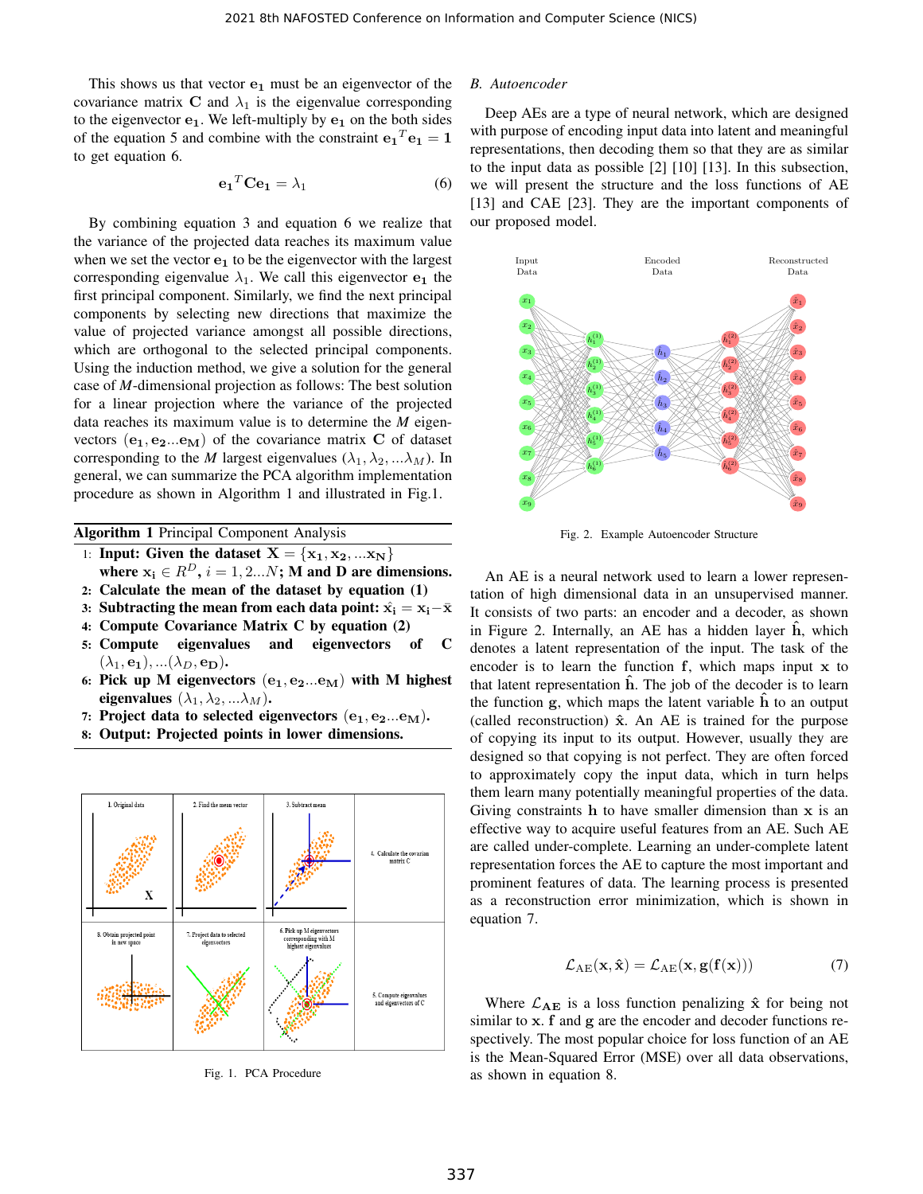This shows us that vector $\mathbf{e_1}$ must be an eigenvector of the covariance matrix $\mathbf{C}$ and $\lambda_1$ is the eigenvalue corresponding to the eigenvector $\mathbf{e_1}$. We left-multiply by $\mathbf{e_1}$ on the both sides of the equation 5 and combine with the constraint $\mathbf{e_1}^T\mathbf{e_1} = \mathbf{1}$ to get equation 6.

$$\mathbf{e_1}^T\mathbf{C}\mathbf{e_1} = \lambda_1 \tag{6}$$

By combining equation 3 and equation 6 we realize that the variance of the projected data reaches its maximum value when we set the vector $\mathbf{e_1}$ to be the eigenvector with the largest corresponding eigenvalue $\lambda_1$. We call this eigenvector $\mathbf{e_1}$ the first principal component. Similarly, we find the next principal components by selecting new directions that maximize the value of projected variance amongst all possible directions, which are orthogonal to the selected principal components. Using the induction method, we give a solution for the general case of *M*-dimensional projection as follows: The best solution for a linear projection where the variance of the projected data reaches its maximum value is to determine the *M* eigenvectors $(\mathbf{e_1}, \mathbf{e_2}...\mathbf{e_M})$ of the covariance matrix $\mathbf{C}$ of dataset corresponding to the *M* largest eigenvalues $(\lambda_1, \lambda_2, ...\lambda_M)$. In general, we can summarize the PCA algorithm implementation procedure as shown in Algorithm 1 and illustrated in Fig.1.

**Algorithm 1** Principal Component Analysis

1: **Input: Given the dataset** $\mathbf{X} = \{\mathbf{x_1}, \mathbf{x_2}, ...\mathbf{x_N}\}$ **where** $\mathbf{x_i} \in R^D$, $i = 1, 2...N$; **M and D are dimensions.**
2: **Calculate the mean of the dataset by equation (1)**
3: **Subtracting the mean from each data point:** $\hat{\mathbf{x}}_\mathbf{i} = \mathbf{x_i} - \bar{\mathbf{x}}$
4: **Compute Covariance Matrix C by equation (2)**
5: **Compute eigenvalues and eigenvectors of C** $(\lambda_1, \mathbf{e_1}), ...(\lambda_D, \mathbf{e_D})$.
6: **Pick up M eigenvectors** $(\mathbf{e_1}, \mathbf{e_2}...\mathbf{e_M})$ **with M highest eigenvalues** $(\lambda_1, \lambda_2, ...\lambda_M)$.
7: **Project data to selected eigenvectors** $(\mathbf{e_1}, \mathbf{e_2}...\mathbf{e_M})$.
8: **Output: Projected points in lower dimensions.**

Fig. 1. PCA Procedure

### B. Autoencoder

Deep AEs are a type of neural network, which are designed with purpose of encoding input data into latent and meaningful representations, then decoding them so that they are as similar to the input data as possible [2] [10] [13]. In this subsection, we will present the structure and the loss functions of AE [13] and CAE [23]. They are the important components of our proposed model.

Fig. 2. Example Autoencoder Structure

An AE is a neural network used to learn a lower representation of high dimensional data in an unsupervised manner. It consists of two parts: an encoder and a decoder, as shown in Figure 2. Internally, an AE has a hidden layer $\hat{\mathbf{h}}$, which denotes a latent representation of the input. The task of the encoder is to learn the function $\mathbf{f}$, which maps input $\mathbf{x}$ to that latent representation $\hat{\mathbf{h}}$. The job of the decoder is to learn the function $\mathbf{g}$, which maps the latent variable $\hat{\mathbf{h}}$ to an output (called reconstruction) $\hat{\mathbf{x}}$. An AE is trained for the purpose of copying its input to its output. However, usually they are designed so that copying is not perfect. They are often forced to approximately copy the input data, which in turn helps them learn many potentially meaningful properties of the data. Giving constraints $\mathbf{h}$ to have smaller dimension than $\mathbf{x}$ is an effective way to acquire useful features from an AE. Such AE are called under-complete. Learning an under-complete latent representation forces the AE to capture the most important and prominent features of data. The learning process is presented as a reconstruction error minimization, which is shown in equation 7.

$$\mathcal{L}_{\text{AE}}(\mathbf{x}, \hat{\mathbf{x}}) = \mathcal{L}_{\text{AE}}(\mathbf{x}, \mathbf{g}(\mathbf{f}(\mathbf{x}))) \tag{7}$$

Where $\mathcal{L}_{\mathbf{AE}}$ is a loss function penalizing $\hat{\mathbf{x}}$ for being not similar to $\mathbf{x}$. $\mathbf{f}$ and $\mathbf{g}$ are the encoder and decoder functions respectively. The most popular choice for loss function of an AE is the Mean-Squared Error (MSE) over all data observations, as shown in equation 8.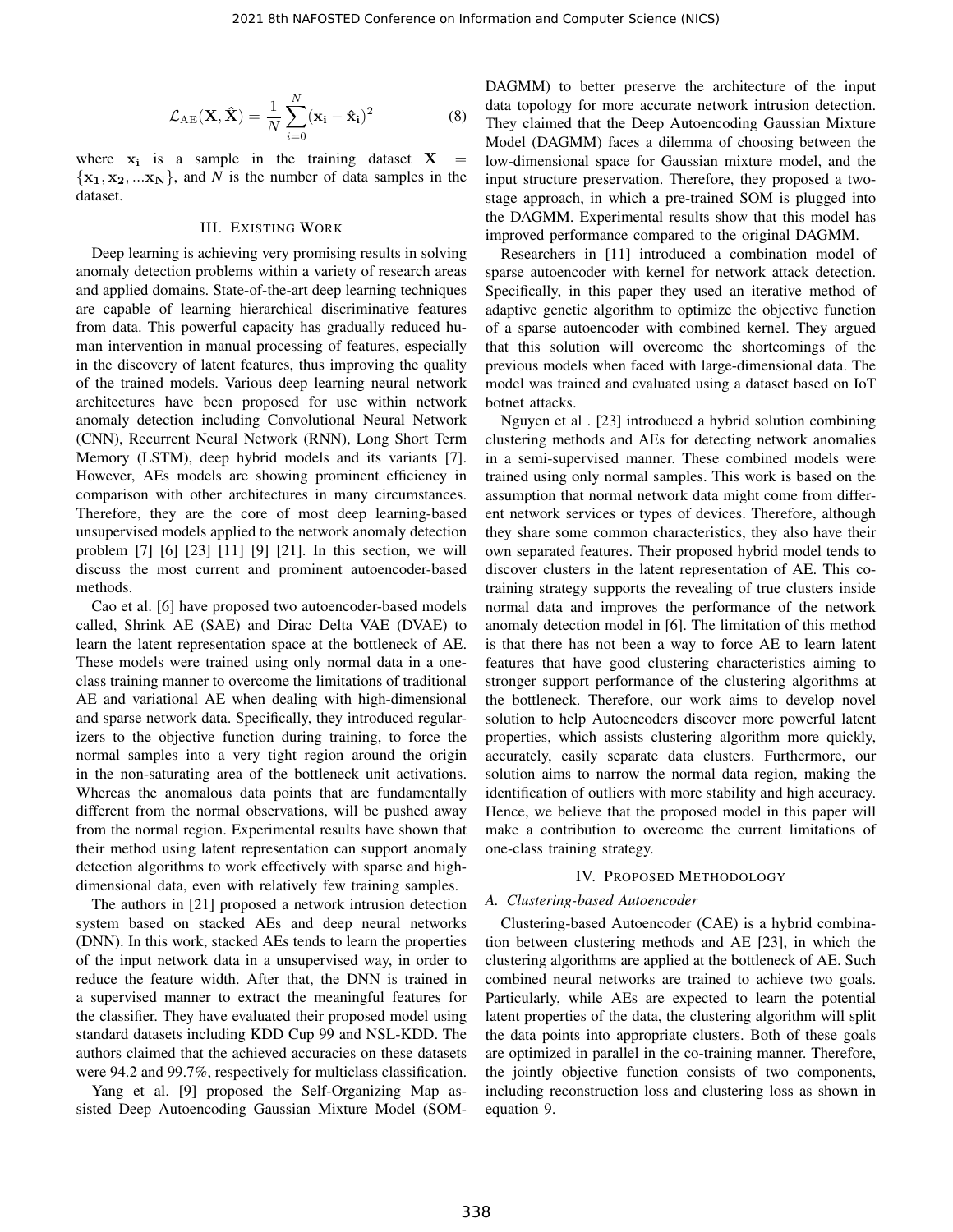$$\mathcal{L}_{\mathrm{AE}}(\mathbf{X}, \hat{\mathbf{X}}) = \frac{1}{N}\sum_{i=0}^{N}(\mathbf{x_i} - \hat{\mathbf{x}}_\mathbf{i})^2 \tag{8}$$

where $\mathbf{x_i}$ is a sample in the training dataset $\mathbf{X} = \{\mathbf{x_1}, \mathbf{x_2}, ...\mathbf{x_N}\}$, and $N$ is the number of data samples in the dataset.

## III. Existing Work

Deep learning is achieving very promising results in solving anomaly detection problems within a variety of research areas and applied domains. State-of-the-art deep learning techniques are capable of learning hierarchical discriminative features from data. This powerful capacity has gradually reduced human intervention in manual processing of features, especially in the discovery of latent features, thus improving the quality of the trained models. Various deep learning neural network architectures have been proposed for use within network anomaly detection including Convolutional Neural Network (CNN), Recurrent Neural Network (RNN), Long Short Term Memory (LSTM), deep hybrid models and its variants [7]. However, AEs models are showing prominent efficiency in comparison with other architectures in many circumstances. Therefore, they are the core of most deep learning-based unsupervised models applied to the network anomaly detection problem [7] [6] [23] [11] [9] [21]. In this section, we will discuss the most current and prominent autoencoder-based methods.

Cao et al. [6] have proposed two autoencoder-based models called, Shrink AE (SAE) and Dirac Delta VAE (DVAE) to learn the latent representation space at the bottleneck of AE. These models were trained using only normal data in a one-class training manner to overcome the limitations of traditional AE and variational AE when dealing with high-dimensional and sparse network data. Specifically, they introduced regularizers to the objective function during training, to force the normal samples into a very tight region around the origin in the non-saturating area of the bottleneck unit activations. Whereas the anomalous data points that are fundamentally different from the normal observations, will be pushed away from the normal region. Experimental results have shown that their method using latent representation can support anomaly detection algorithms to work effectively with sparse and high-dimensional data, even with relatively few training samples.

The authors in [21] proposed a network intrusion detection system based on stacked AEs and deep neural networks (DNN). In this work, stacked AEs tends to learn the properties of the input network data in a unsupervised way, in order to reduce the feature width. After that, the DNN is trained in a supervised manner to extract the meaningful features for the classifier. They have evaluated their proposed model using standard datasets including KDD Cup 99 and NSL-KDD. The authors claimed that the achieved accuracies on these datasets were 94.2 and 99.7%, respectively for multiclass classification.

Yang et al. [9] proposed the Self-Organizing Map assisted Deep Autoencoding Gaussian Mixture Model (SOM-DAGMM) to better preserve the architecture of the input data topology for more accurate network intrusion detection. They claimed that the Deep Autoencoding Gaussian Mixture Model (DAGMM) faces a dilemma of choosing between the low-dimensional space for Gaussian mixture model, and the input structure preservation. Therefore, they proposed a two-stage approach, in which a pre-trained SOM is plugged into the DAGMM. Experimental results show that this model has improved performance compared to the original DAGMM.

Researchers in [11] introduced a combination model of sparse autoencoder with kernel for network attack detection. Specifically, in this paper they used an iterative method of adaptive genetic algorithm to optimize the objective function of a sparse autoencoder with combined kernel. They argued that this solution will overcome the shortcomings of the previous models when faced with large-dimensional data. The model was trained and evaluated using a dataset based on IoT botnet attacks.

Nguyen et al . [23] introduced a hybrid solution combining clustering methods and AEs for detecting network anomalies in a semi-supervised manner. These combined models were trained using only normal samples. This work is based on the assumption that normal network data might come from different network services or types of devices. Therefore, although they share some common characteristics, they also have their own separated features. Their proposed hybrid model tends to discover clusters in the latent representation of AE. This co-training strategy supports the revealing of true clusters inside normal data and improves the performance of the network anomaly detection model in [6]. The limitation of this method is that there has not been a way to force AE to learn latent features that have good clustering characteristics aiming to stronger support performance of the clustering algorithms at the bottleneck. Therefore, our work aims to develop novel solution to help Autoencoders discover more powerful latent properties, which assists clustering algorithm more quickly, accurately, easily separate data clusters. Furthermore, our solution aims to narrow the normal data region, making the identification of outliers with more stability and high accuracy. Hence, we believe that the proposed model in this paper will make a contribution to overcome the current limitations of one-class training strategy.

## IV. Proposed Methodology

### A. Clustering-based Autoencoder

Clustering-based Autoencoder (CAE) is a hybrid combination between clustering methods and AE [23], in which the clustering algorithms are applied at the bottleneck of AE. Such combined neural networks are trained to achieve two goals. Particularly, while AEs are expected to learn the potential latent properties of the data, the clustering algorithm will split the data points into appropriate clusters. Both of these goals are optimized in parallel in the co-training manner. Therefore, the jointly objective function consists of two components, including reconstruction loss and clustering loss as shown in equation 9.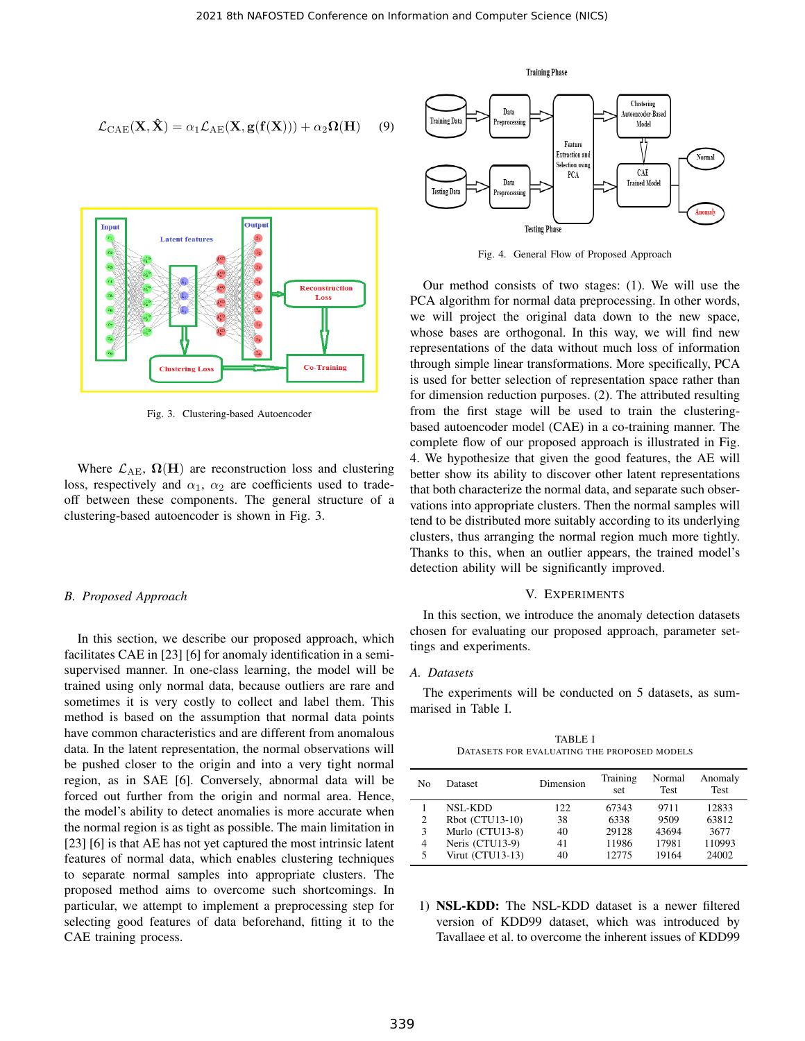$$\mathcal{L}_{\mathrm{CAE}}(\mathbf{X}, \hat{\mathbf{X}}) = \alpha_1 \mathcal{L}_{\mathrm{AE}}(\mathbf{X}, \mathbf{g}(\mathbf{f}(\mathbf{X}))) + \alpha_2 \mathbf{\Omega}(\mathbf{H}) \quad (9)$$

Fig. 3. Clustering-based Autoencoder

Where $\mathcal{L}_{\mathrm{AE}}$, $\mathbf{\Omega}(\mathbf{H})$ are reconstruction loss and clustering loss, respectively and $\alpha_1$, $\alpha_2$ are coefficients used to trade-off between these components. The general structure of a clustering-based autoencoder is shown in Fig. 3.

### *B. Proposed Approach*

In this section, we describe our proposed approach, which facilitates CAE in [23] [6] for anomaly identification in a semi-supervised manner. In one-class learning, the model will be trained using only normal data, because outliers are rare and sometimes it is very costly to collect and label them. This method is based on the assumption that normal data points have common characteristics and are different from anomalous data. In the latent representation, the normal observations will be pushed closer to the origin and into a very tight normal region, as in SAE [6]. Conversely, abnormal data will be forced out further from the origin and normal area. Hence, the model's ability to detect anomalies is more accurate when the normal region is as tight as possible. The main limitation in [23] [6] is that AE has not yet captured the most intrinsic latent features of normal data, which enables clustering techniques to separate normal samples into appropriate clusters. The proposed method aims to overcome such shortcomings. In particular, we attempt to implement a preprocessing step for selecting good features of data beforehand, fitting it to the CAE training process.

Fig. 4. General Flow of Proposed Approach

Our method consists of two stages: (1). We will use the PCA algorithm for normal data preprocessing. In other words, we will project the original data down to the new space, whose bases are orthogonal. In this way, we will find new representations of the data without much loss of information through simple linear transformations. More specifically, PCA is used for better selection of representation space rather than for dimension reduction purposes. (2). The attributed resulting from the first stage will be used to train the clustering-based autoencoder model (CAE) in a co-training manner. The complete flow of our proposed approach is illustrated in Fig. 4. We hypothesize that given the good features, the AE will better show its ability to discover other latent representations that both characterize the normal data, and separate such observations into appropriate clusters. Then the normal samples will tend to be distributed more suitably according to its underlying clusters, thus arranging the normal region much more tightly. Thanks to this, when an outlier appears, the trained model's detection ability will be significantly improved.

## V. EXPERIMENTS

In this section, we introduce the anomaly detection datasets chosen for evaluating our proposed approach, parameter settings and experiments.

### *A. Datasets*

The experiments will be conducted on 5 datasets, as summarised in Table I.

TABLE I
DATASETS FOR EVALUATING THE PROPOSED MODELS

| No | Dataset | Dimension | Training set | Normal Test | Anomaly Test |
|---|---|---|---|---|---|
| 1 | NSL-KDD | 122 | 67343 | 9711 | 12833 |
| 2 | Rbot (CTU13-10) | 38 | 6338 | 9509 | 63812 |
| 3 | Murlo (CTU13-8) | 40 | 29128 | 43694 | 3677 |
| 4 | Neris (CTU13-9) | 41 | 11986 | 17981 | 110993 |
| 5 | Virut (CTU13-13) | 40 | 12775 | 19164 | 24002 |

1) **NSL-KDD:** The NSL-KDD dataset is a newer filtered version of KDD99 dataset, which was introduced by Tavallaee et al. to overcome the inherent issues of KDD99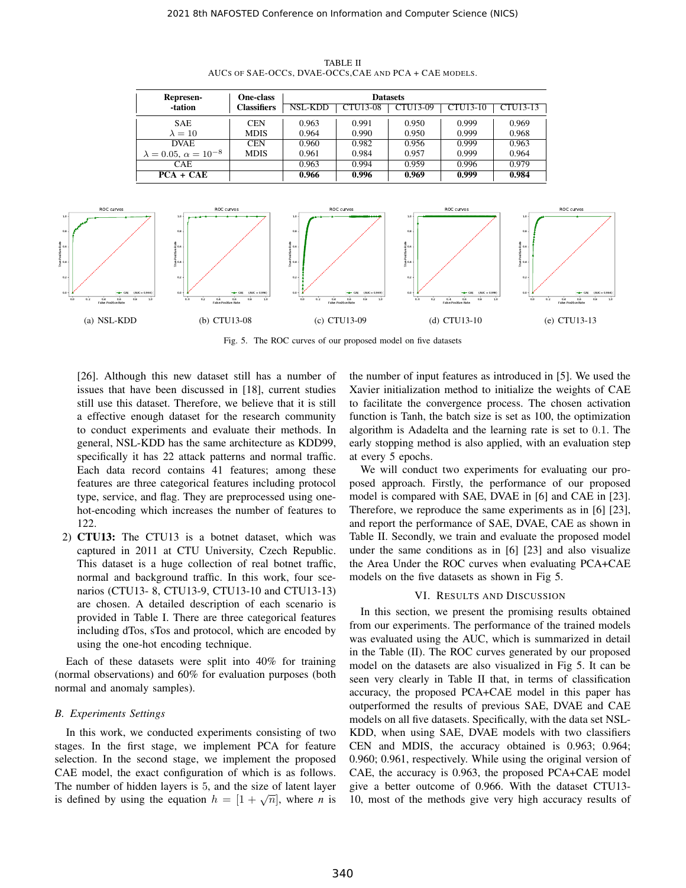TABLE II
AUCs OF SAE-OCCs, DVAE-OCCs,CAE AND PCA + CAE MODELS.

| Represen--tation | One-class Classifiers | Datasets | | | | |
|---|---|---|---|---|---|---|
| | | NSL-KDD | CTU13-08 | CTU13-09 | CTU13-10 | CTU13-13 |
| SAE | CEN | 0.963 | 0.991 | 0.950 | 0.999 | 0.969 |
| $\lambda = 10$ | MDIS | 0.964 | 0.990 | 0.950 | 0.999 | 0.968 |
| DVAE | CEN | 0.960 | 0.982 | 0.956 | 0.999 | 0.963 |
| $\lambda = 0.05$, $\alpha = 10^{-8}$ | MDIS | 0.961 | 0.984 | 0.957 | 0.999 | 0.964 |
| CAE | | 0.963 | 0.994 | 0.959 | 0.996 | 0.979 |
| **PCA + CAE** | | **0.966** | **0.996** | **0.969** | **0.999** | **0.984** |

(a) NSL-KDD (b) CTU13-08 (c) CTU13-09 (d) CTU13-10 (e) CTU13-13

Fig. 5. The ROC curves of our proposed model on five datasets

[26]. Although this new dataset still has a number of issues that have been discussed in [18], current studies still use this dataset. Therefore, we believe that it is still a effective enough dataset for the research community to conduct experiments and evaluate their methods. In general, NSL-KDD has the same architecture as KDD99, specifically it has 22 attack patterns and normal traffic. Each data record contains 41 features; among these features are three categorical features including protocol type, service, and flag. They are preprocessed using one-hot-encoding which increases the number of features to 122.

2) **CTU13:** The CTU13 is a botnet dataset, which was captured in 2011 at CTU University, Czech Republic. This dataset is a huge collection of real botnet traffic, normal and background traffic. In this work, four scenarios (CTU13- 8, CTU13-9, CTU13-10 and CTU13-13) are chosen. A detailed description of each scenario is provided in Table I. There are three categorical features including dTos, sTos and protocol, which are encoded by using the one-hot encoding technique.

Each of these datasets were split into 40% for training (normal observations) and 60% for evaluation purposes (both normal and anomaly samples).

### B. Experiments Settings

In this work, we conducted experiments consisting of two stages. In the first stage, we implement PCA for feature selection. In the second stage, we implement the proposed CAE model, the exact configuration of which is as follows. The number of hidden layers is 5, and the size of latent layer is defined by using the equation $h = [1 + \sqrt{n}]$, where $n$ is the number of input features as introduced in [5]. We used the Xavier initialization method to initialize the weights of CAE to facilitate the convergence process. The chosen activation function is Tanh, the batch size is set as 100, the optimization algorithm is Adadelta and the learning rate is set to $0.1$. The early stopping method is also applied, with an evaluation step at every 5 epochs.

We will conduct two experiments for evaluating our proposed approach. Firstly, the performance of our proposed model is compared with SAE, DVAE in [6] and CAE in [23]. Therefore, we reproduce the same experiments as in [6] [23], and report the performance of SAE, DVAE, CAE as shown in Table II. Secondly, we train and evaluate the proposed model under the same conditions as in [6] [23] and also visualize the Area Under the ROC curves when evaluating PCA+CAE models on the five datasets as shown in Fig 5.

## VI. Results and Discussion

In this section, we present the promising results obtained from our experiments. The performance of the trained models was evaluated using the AUC, which is summarized in detail in the Table (II). The ROC curves generated by our proposed model on the datasets are also visualized in Fig 5. It can be seen very clearly in Table II that, in terms of classification accuracy, the proposed PCA+CAE model in this paper has outperformed the results of previous SAE, DVAE and CAE models on all five datasets. Specifically, with the data set NSL-KDD, when using SAE, DVAE models with two classifiers CEN and MDIS, the accuracy obtained is 0.963; 0.964; 0.960; 0.961, respectively. While using the original version of CAE, the accuracy is 0.963, the proposed PCA+CAE model give a better outcome of 0.966. With the dataset CTU13-10, most of the methods give very high accuracy results of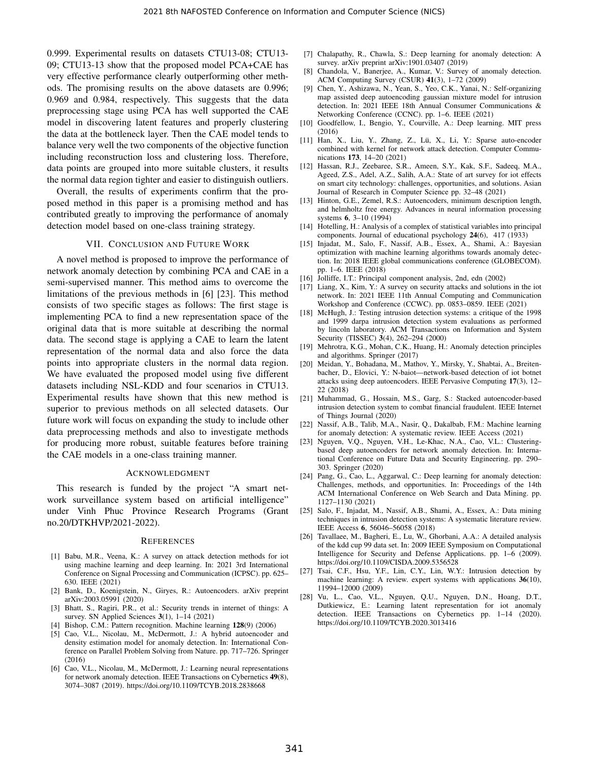0.999. Experimental results on datasets CTU13-08; CTU13-09; CTU13-13 show that the proposed model PCA+CAE has very effective performance clearly outperforming other methods. The promising results on the above datasets are 0.996; 0.969 and 0.984, respectively. This suggests that the data preprocessing stage using PCA has well supported the CAE model in discovering latent features and properly clustering the data at the bottleneck layer. Then the CAE model tends to balance very well the two components of the objective function including reconstruction loss and clustering loss. Therefore, data points are grouped into more suitable clusters, it results the normal data region tighter and easier to distinguish outliers.

Overall, the results of experiments confirm that the proposed method in this paper is a promising method and has contributed greatly to improving the performance of anomaly detection model based on one-class training strategy.

## VII. Conclusion and Future Work

A novel method is proposed to improve the performance of network anomaly detection by combining PCA and CAE in a semi-supervised manner. This method aims to overcome the limitations of the previous methods in [6] [23]. This method consists of two specific stages as follows: The first stage is implementing PCA to find a new representation space of the original data that is more suitable at describing the normal data. The second stage is applying a CAE to learn the latent representation of the normal data and also force the data points into appropriate clusters in the normal data region. We have evaluated the proposed model using five different datasets including NSL-KDD and four scenarios in CTU13. Experimental results have shown that this new method is superior to previous methods on all selected datasets. Our future work will focus on expanding the study to include other data preprocessing methods and also to investigate methods for producing more robust, suitable features before training the CAE models in a one-class training manner.

## Acknowledgment

This research is funded by the project "A smart network surveillance system based on artificial intelligence" under Vinh Phuc Province Research Programs (Grant no.20/DTKHVP/2021-2022).

## References

[1] Babu, M.R., Veena, K.: A survey on attack detection methods for iot using machine learning and deep learning. In: 2021 3rd International Conference on Signal Processing and Communication (ICPSC). pp. 625–630. IEEE (2021)

[2] Bank, D., Koenigstein, N., Giryes, R.: Autoencoders. arXiv preprint arXiv:2003.05991 (2020)

[3] Bhatt, S., Ragiri, P.R., et al.: Security trends in internet of things: A survey. SN Applied Sciences **3**(1), 1–14 (2021)

[4] Bishop, C.M.: Pattern recognition. Machine learning **128**(9) (2006)

[5] Cao, V.L., Nicolau, M., McDermott, J.: A hybrid autoencoder and density estimation model for anomaly detection. In: International Conference on Parallel Problem Solving from Nature. pp. 717–726. Springer (2016)

[6] Cao, V.L., Nicolau, M., McDermott, J.: Learning neural representations for network anomaly detection. IEEE Transactions on Cybernetics **49**(8), 3074–3087 (2019). https://doi.org/10.1109/TCYB.2018.2838668

[7] Chalapathy, R., Chawla, S.: Deep learning for anomaly detection: A survey. arXiv preprint arXiv:1901.03407 (2019)

[8] Chandola, V., Banerjee, A., Kumar, V.: Survey of anomaly detection. ACM Computing Survey (CSUR) **41**(3), 1–72 (2009)

[9] Chen, Y., Ashizawa, N., Yean, S., Yeo, C.K., Yanai, N.: Self-organizing map assisted deep autoencoding gaussian mixture model for intrusion detection. In: 2021 IEEE 18th Annual Consumer Communications & Networking Conference (CCNC). pp. 1–6. IEEE (2021)

[10] Goodfellow, I., Bengio, Y., Courville, A.: Deep learning. MIT press (2016)

[11] Han, X., Liu, Y., Zhang, Z., Lü, X., Li, Y.: Sparse auto-encoder combined with kernel for network attack detection. Computer Communications **173**, 14–20 (2021)

[12] Hassan, R.J., Zeebaree, S.R., Ameen, S.Y., Kak, S.F., Sadeeq, M.A., Ageed, Z.S., Adel, A.Z., Salih, A.A.: State of art survey for iot effects on smart city technology: challenges, opportunities, and solutions. Asian Journal of Research in Computer Science pp. 32–48 (2021)

[13] Hinton, G.E., Zemel, R.S.: Autoencoders, minimum description length, and helmholtz free energy. Advances in neural information processing systems **6**, 3–10 (1994)

[14] Hotelling, H.: Analysis of a complex of statistical variables into principal components. Journal of educational psychology **24**(6), 417 (1933)

[15] Injadat, M., Salo, F., Nassif, A.B., Essex, A., Shami, A.: Bayesian optimization with machine learning algorithms towards anomaly detection. In: 2018 IEEE global communications conference (GLOBECOM). pp. 1–6. IEEE (2018)

[16] Jolliffe, I.T.: Principal component analysis, 2nd, edn (2002)

[17] Liang, X., Kim, Y.: A survey on security attacks and solutions in the iot network. In: 2021 IEEE 11th Annual Computing and Communication Workshop and Conference (CCWC). pp. 0853–0859. IEEE (2021)

[18] McHugh, J.: Testing intrusion detection systems: a critique of the 1998 and 1999 darpa intrusion detection system evaluations as performed by lincoln laboratory. ACM Transactions on Information and System Security (TISSEC) **3**(4), 262–294 (2000)

[19] Mehrotra, K.G., Mohan, C.K., Huang, H.: Anomaly detection principles and algorithms. Springer (2017)

[20] Meidan, Y., Bohadana, M., Mathov, Y., Mirsky, Y., Shabtai, A., Breitenbacher, D., Elovici, Y.: N-baiot—network-based detection of iot botnet attacks using deep autoencoders. IEEE Pervasive Computing **17**(3), 12–22 (2018)

[21] Muhammad, G., Hossain, M.S., Garg, S.: Stacked autoencoder-based intrusion detection system to combat financial fraudulent. IEEE Internet of Things Journal (2020)

[22] Nassif, A.B., Talib, M.A., Nasir, Q., Dakalbab, F.M.: Machine learning for anomaly detection: A systematic review. IEEE Access (2021)

[23] Nguyen, V.Q., Nguyen, V.H., Le-Khac, N.A., Cao, V.L.: Clustering-based deep autoencoders for network anomaly detection. In: International Conference on Future Data and Security Engineering. pp. 290–303. Springer (2020)

[24] Pang, G., Cao, L., Aggarwal, C.: Deep learning for anomaly detection: Challenges, methods, and opportunities. In: Proceedings of the 14th ACM International Conference on Web Search and Data Mining. pp. 1127–1130 (2021)

[25] Salo, F., Injadat, M., Nassif, A.B., Shami, A., Essex, A.: Data mining techniques in intrusion detection systems: A systematic literature review. IEEE Access **6**, 56046–56058 (2018)

[26] Tavallaee, M., Bagheri, E., Lu, W., Ghorbani, A.A.: A detailed analysis of the kdd cup 99 data set. In: 2009 IEEE Symposium on Computational Intelligence for Security and Defense Applications. pp. 1–6 (2009). https://doi.org/10.1109/CISDA.2009.5356528

[27] Tsai, C.F., Hsu, Y.F., Lin, C.Y., Lin, W.Y.: Intrusion detection by machine learning: A review. expert systems with applications **36**(10), 11994–12000 (2009)

[28] Vu, L., Cao, V.L., Nguyen, Q.U., Nguyen, D.N., Hoang, D.T., Dutkiewicz, E.: Learning latent representation for iot anomaly detection. IEEE Transactions on Cybernetics pp. 1–14 (2020). https://doi.org/10.1109/TCYB.2020.3013416